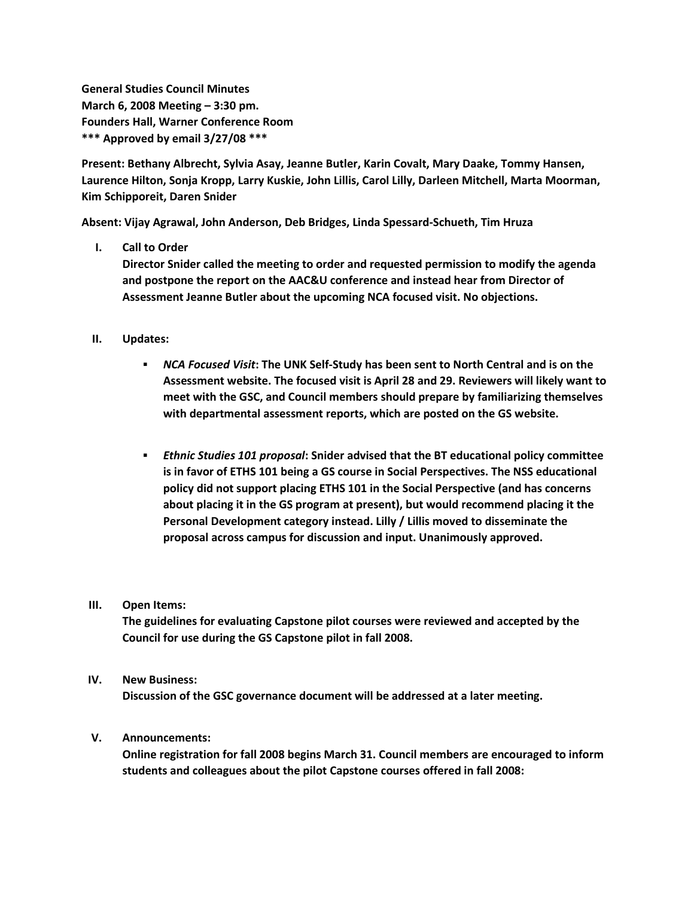**General Studies Council Minutes**
**March 6, 2008 Meeting – 3:30 pm.**
**Founders Hall, Warner Conference Room**
**\*\*\* Approved by email 3/27/08 \*\*\***

**Present: Bethany Albrecht, Sylvia Asay, Jeanne Butler, Karin Covalt, Mary Daake, Tommy Hansen, Laurence Hilton, Sonja Kropp, Larry Kuskie, John Lillis, Carol Lilly, Darleen Mitchell, Marta Moorman, Kim Schipporeit, Daren Snider**

**Absent: Vijay Agrawal, John Anderson, Deb Bridges, Linda Spessard-Schueth, Tim Hruza**

I. **Call to Order**
   **Director Snider called the meeting to order and requested permission to modify the agenda and postpone the report on the AAC&U conference and instead hear from Director of Assessment Jeanne Butler about the upcoming NCA focused visit. No objections.**

II. **Updates:**

   - ***NCA Focused Visit*: The UNK Self-Study has been sent to North Central and is on the Assessment website. The focused visit is April 28 and 29. Reviewers will likely want to meet with the GSC, and Council members should prepare by familiarizing themselves with departmental assessment reports, which are posted on the GS website.**

   - ***Ethnic Studies 101 proposal*: Snider advised that the BT educational policy committee is in favor of ETHS 101 being a GS course in Social Perspectives. The NSS educational policy did not support placing ETHS 101 in the Social Perspective (and has concerns about placing it in the GS program at present), but would recommend placing it the Personal Development category instead. Lilly / Lillis moved to disseminate the proposal across campus for discussion and input. Unanimously approved.**

III. **Open Items:**
   **The guidelines for evaluating Capstone pilot courses were reviewed and accepted by the Council for use during the GS Capstone pilot in fall 2008.**

IV. **New Business:**
   **Discussion of the GSC governance document will be addressed at a later meeting.**

V. **Announcements:**
   **Online registration for fall 2008 begins March 31. Council members are encouraged to inform students and colleagues about the pilot Capstone courses offered in fall 2008:**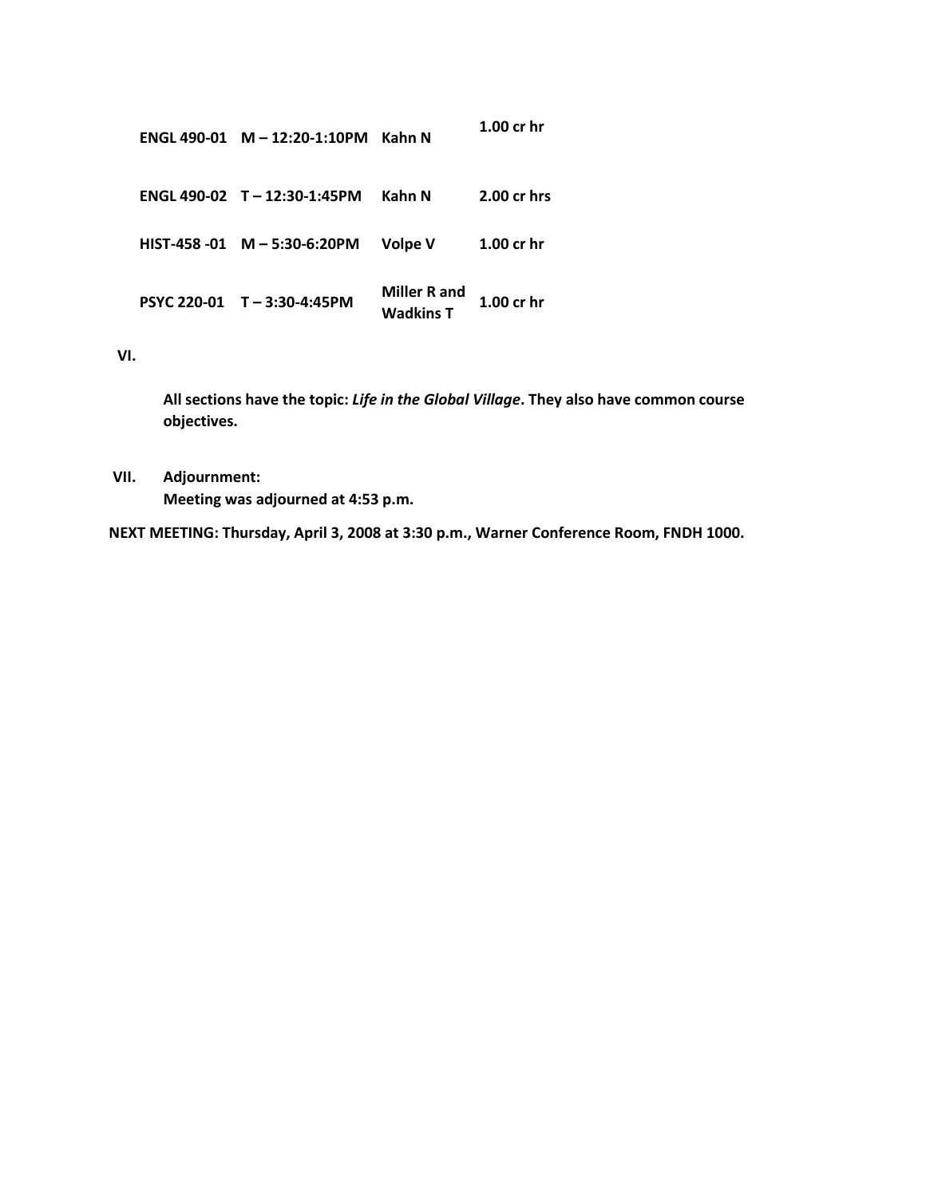| | | | |
|---|---|---|---|
| **ENGL 490-01** | **M – 12:20-1:10PM** | **Kahn N** | **1.00 cr hr** |
| **ENGL 490-02** | **T – 12:30-1:45PM** | **Kahn N** | **2.00 cr hrs** |
| **HIST-458 -01** | **M – 5:30-6:20PM** | **Volpe V** | **1.00 cr hr** |
| **PSYC 220-01** | **T – 3:30-4:45PM** | **Miller R and Wadkins T** | **1.00 cr hr** |

**VI.**

**All sections have the topic: *Life in the Global Village*. They also have common course objectives.**

**VII. Adjournment:**
**Meeting was adjourned at 4:53 p.m.**

**NEXT MEETING: Thursday, April 3, 2008 at 3:30 p.m., Warner Conference Room, FNDH 1000.**